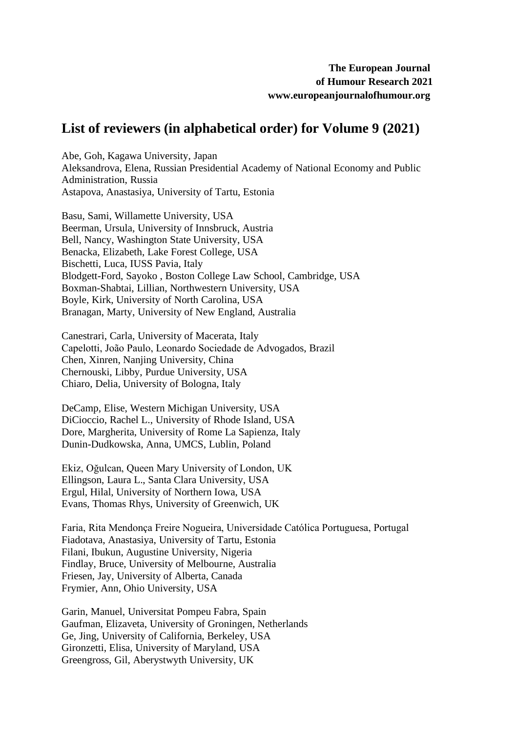**The European Journal of Humour Research 2021**
**www.europeanjournalofhumour.org**

# List of reviewers (in alphabetical order) for Volume 9 (2021)

Abe, Goh, Kagawa University, Japan
Aleksandrova, Elena, Russian Presidential Academy of National Economy and Public Administration, Russia
Astapova, Anastasiya, University of Tartu, Estonia

Basu, Sami, Willamette University, USA
Beerman, Ursula, University of Innsbruck, Austria
Bell, Nancy, Washington State University, USA
Benacka, Elizabeth, Lake Forest College, USA
Bischetti, Luca, IUSS Pavia, Italy
Blodgett-Ford, Sayoko , Boston College Law School, Cambridge, USA
Boxman-Shabtai, Lillian, Northwestern University, USA
Boyle, Kirk, University of North Carolina, USA
Branagan, Marty, University of New England, Australia

Canestrari, Carla, University of Macerata, Italy
Capelotti, João Paulo, Leonardo Sociedade de Advogados, Brazil
Chen, Xinren, Nanjing University, China
Chernouski, Libby, Purdue University, USA
Chiaro, Delia, University of Bologna, Italy

DeCamp, Elise, Western Michigan University, USA
DiCioccio, Rachel L., University of Rhode Island, USA
Dore, Margherita, University of Rome La Sapienza, Italy
Dunin-Dudkowska, Anna, UMCS, Lublin, Poland

Ekiz, Oğulcan, Queen Mary University of London, UK
Ellingson, Laura L., Santa Clara University, USA
Ergul, Hilal, University of Northern Iowa, USA
Evans, Thomas Rhys, University of Greenwich, UK

Faria, Rita Mendonça Freire Nogueira, Universidade Católica Portuguesa, Portugal
Fiadotava, Anastasiya, University of Tartu, Estonia
Filani, Ibukun, Augustine University, Nigeria
Findlay, Bruce, University of Melbourne, Australia
Friesen, Jay, University of Alberta, Canada
Frymier, Ann, Ohio University, USA

Garin, Manuel, Universitat Pompeu Fabra, Spain
Gaufman, Elizaveta, University of Groningen, Netherlands
Ge, Jing, University of California, Berkeley, USA
Gironzetti, Elisa, University of Maryland, USA
Greengross, Gil, Aberystwyth University, UK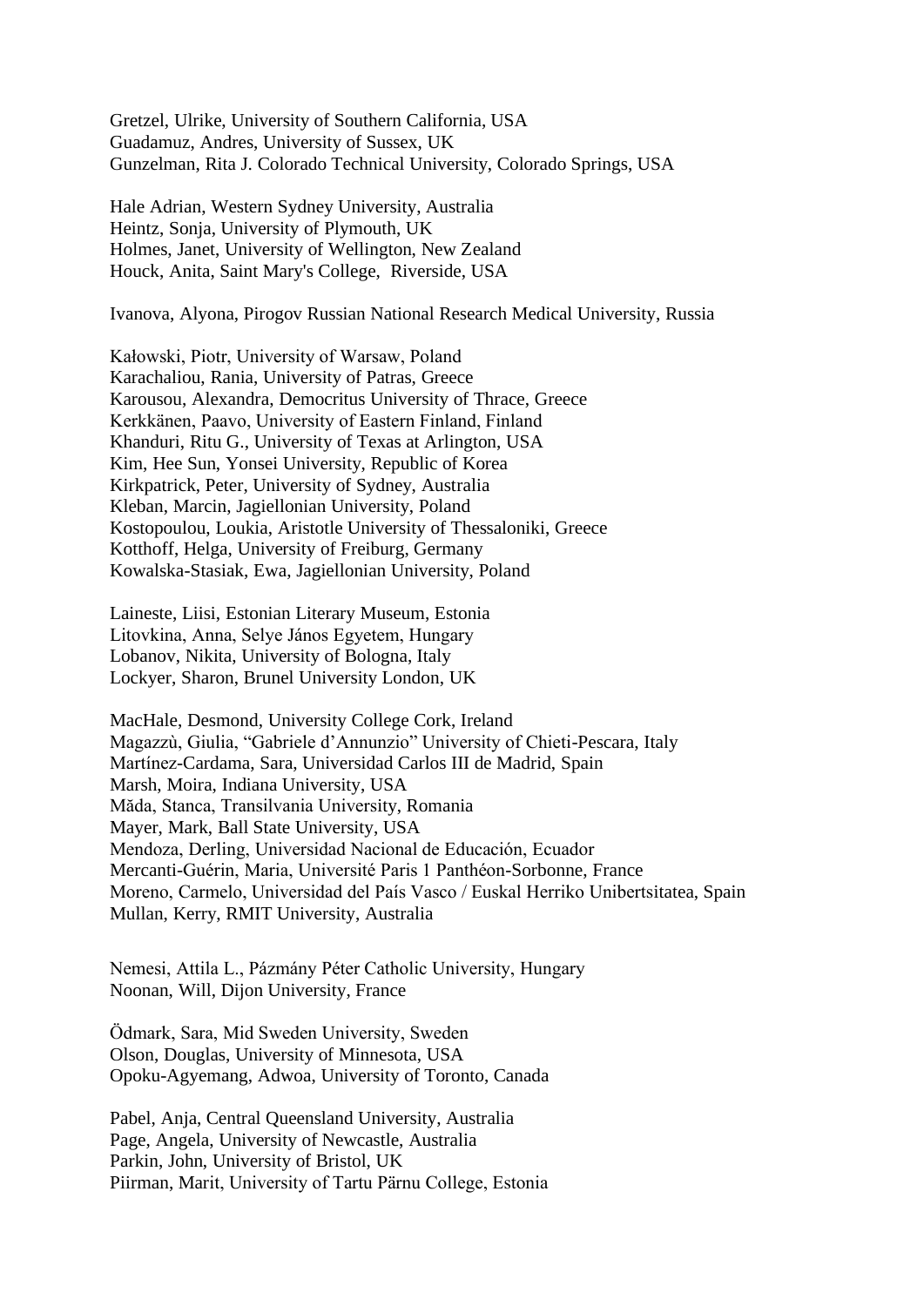Gretzel, Ulrike, University of Southern California, USA
Guadamuz, Andres, University of Sussex, UK
Gunzelman, Rita J. Colorado Technical University, Colorado Springs, USA

Hale Adrian, Western Sydney University, Australia
Heintz, Sonja, University of Plymouth, UK
Holmes, Janet, University of Wellington, New Zealand
Houck, Anita, Saint Mary's College, Riverside, USA

Ivanova, Alyona, Pirogov Russian National Research Medical University, Russia

Kałowski, Piotr, University of Warsaw, Poland
Karachaliou, Rania, University of Patras, Greece
Karousou, Alexandra, Democritus University of Thrace, Greece
Kerkkänen, Paavo, University of Eastern Finland, Finland
Khanduri, Ritu G., University of Texas at Arlington, USA
Kim, Hee Sun, Yonsei University, Republic of Korea
Kirkpatrick, Peter, University of Sydney, Australia
Kleban, Marcin, Jagiellonian University, Poland
Kostopoulou, Loukia, Aristotle University of Thessaloniki, Greece
Kotthoff, Helga, University of Freiburg, Germany
Kowalska-Stasiak, Ewa, Jagiellonian University, Poland

Laineste, Liisi, Estonian Literary Museum, Estonia
Litovkina, Anna, Selye János Egyetem, Hungary
Lobanov, Nikita, University of Bologna, Italy
Lockyer, Sharon, Brunel University London, UK

MacHale, Desmond, University College Cork, Ireland
Magazzù, Giulia, "Gabriele d'Annunzio" University of Chieti-Pescara, Italy
Martínez-Cardama, Sara, Universidad Carlos III de Madrid, Spain
Marsh, Moira, Indiana University, USA
Măda, Stanca, Transilvania University, Romania
Mayer, Mark, Ball State University, USA
Mendoza, Derling, Universidad Nacional de Educación, Ecuador
Mercanti-Guérin, Maria, Université Paris 1 Panthéon-Sorbonne, France
Moreno, Carmelo, Universidad del País Vasco / Euskal Herriko Unibertsitatea, Spain
Mullan, Kerry, RMIT University, Australia

Nemesi, Attila L., Pázmány Péter Catholic University, Hungary
Noonan, Will, Dijon University, France

Ödmark, Sara, Mid Sweden University, Sweden
Olson, Douglas, University of Minnesota, USA
Opoku-Agyemang, Adwoa, University of Toronto, Canada

Pabel, Anja, Central Queensland University, Australia
Page, Angela, University of Newcastle, Australia
Parkin, John, University of Bristol, UK
Piirman, Marit, University of Tartu Pärnu College, Estonia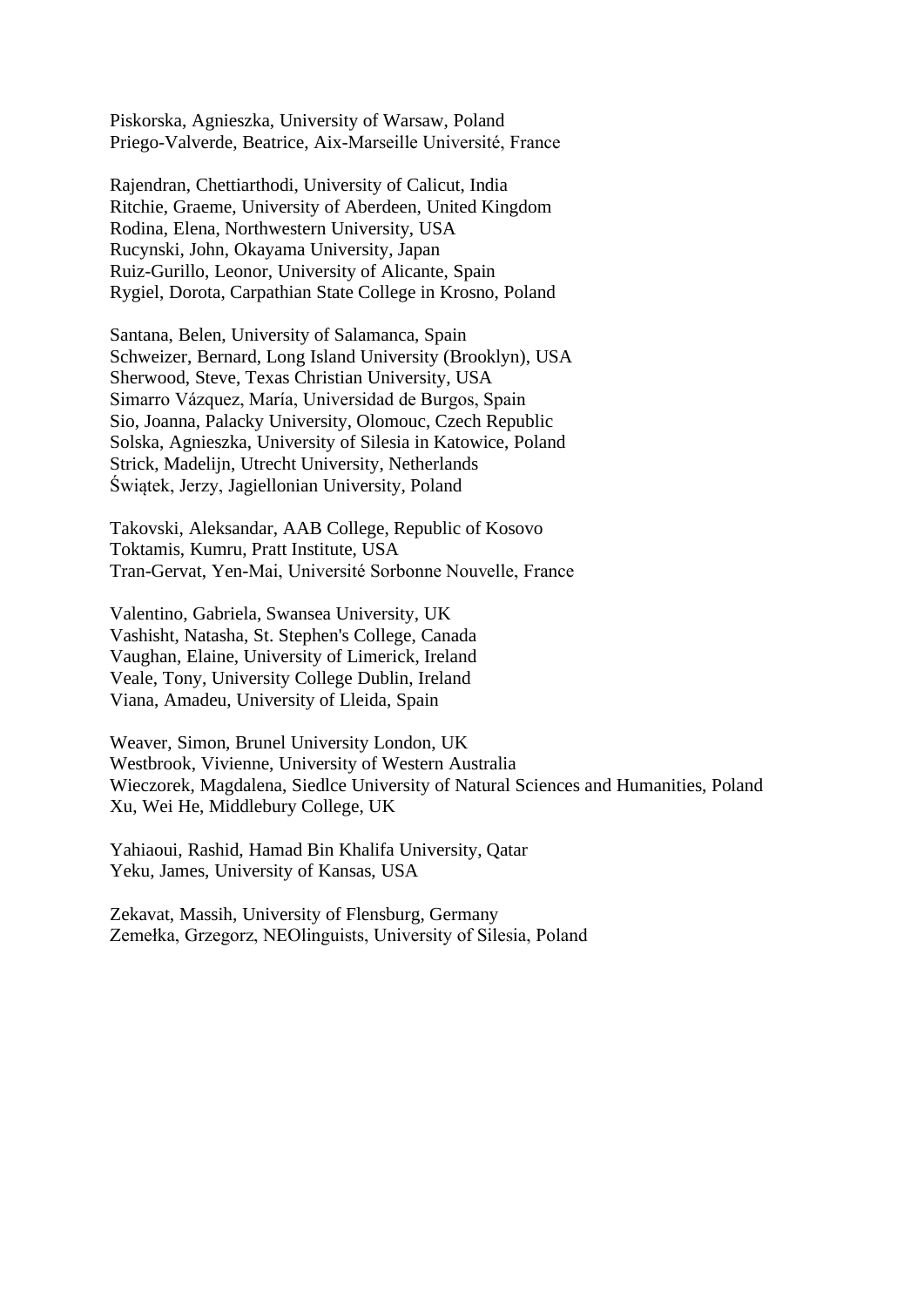Piskorska, Agnieszka, University of Warsaw, Poland
Priego-Valverde, Beatrice, Aix-Marseille Université, France

Rajendran, Chettiarthodi, University of Calicut, India
Ritchie, Graeme, University of Aberdeen, United Kingdom
Rodina, Elena, Northwestern University, USA
Rucynski, John, Okayama University, Japan
Ruiz-Gurillo, Leonor, University of Alicante, Spain
Rygiel, Dorota, Carpathian State College in Krosno, Poland

Santana, Belen, University of Salamanca, Spain
Schweizer, Bernard, Long Island University (Brooklyn), USA
Sherwood, Steve, Texas Christian University, USA
Simarro Vázquez, María, Universidad de Burgos, Spain
Sio, Joanna, Palacky University, Olomouc, Czech Republic
Solska, Agnieszka, University of Silesia in Katowice, Poland
Strick, Madelijn, Utrecht University, Netherlands
Świątek, Jerzy, Jagiellonian University, Poland

Takovski, Aleksandar, AAB College, Republic of Kosovo
Toktamis, Kumru, Pratt Institute, USA
Tran-Gervat, Yen-Mai, Université Sorbonne Nouvelle, France

Valentino, Gabriela, Swansea University, UK
Vashisht, Natasha, St. Stephen's College, Canada
Vaughan, Elaine, University of Limerick, Ireland
Veale, Tony, University College Dublin, Ireland
Viana, Amadeu, University of Lleida, Spain

Weaver, Simon, Brunel University London, UK
Westbrook, Vivienne, University of Western Australia
Wieczorek, Magdalena, Siedlce University of Natural Sciences and Humanities, Poland
Xu, Wei He, Middlebury College, UK

Yahiaoui, Rashid, Hamad Bin Khalifa University, Qatar
Yeku, James, University of Kansas, USA

Zekavat, Massih, University of Flensburg, Germany
Zemełka, Grzegorz, NEOlinguists, University of Silesia, Poland